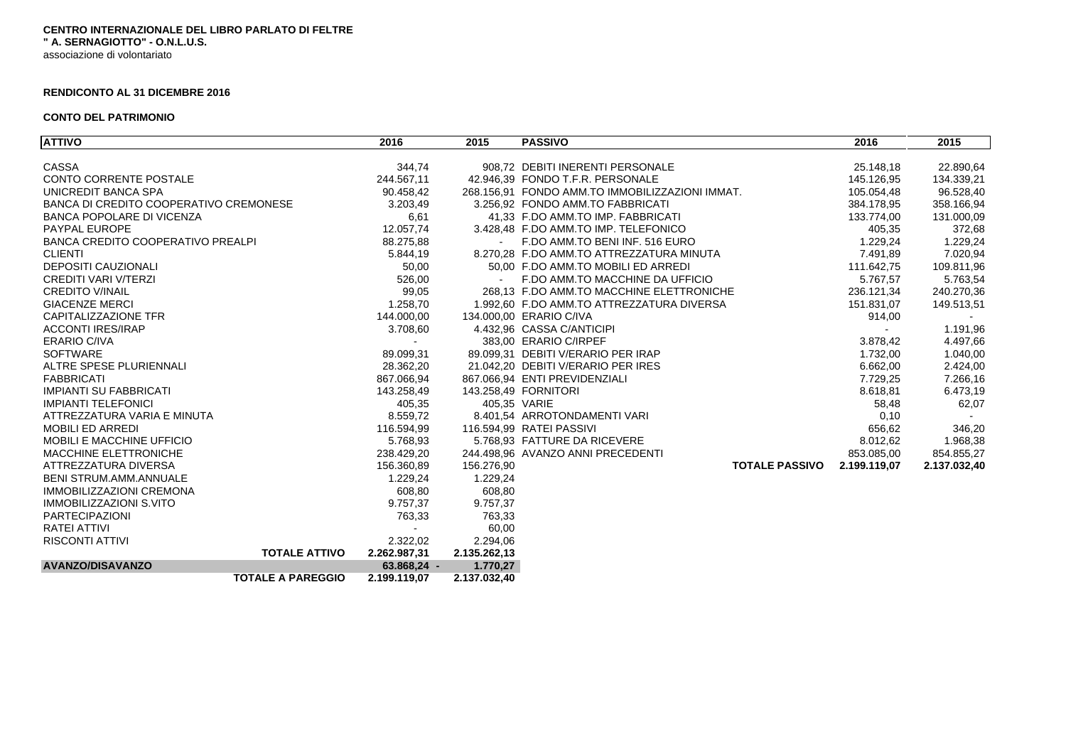**CENTRO INTERNAZIONALE DEL LIBRO PARLATO DI FELTRE**
**" A. SERNAGIOTTO" - O.N.L.U.S.**
associazione di volontariato

**RENDICONTO AL 31 DICEMBRE 2016**

**CONTO DEL PATRIMONIO**

| ATTIVO | 2016 | 2015 | PASSIVO | 2016 | 2015 |
|---|---|---|---|---|---|
| CASSA | 344,74 | 908,72 | DEBITI INERENTI PERSONALE | 25.148,18 | 22.890,64 |
| CONTO CORRENTE POSTALE | 244.567,11 | 42.946,39 | FONDO T.F.R. PERSONALE | 145.126,95 | 134.339,21 |
| UNICREDIT BANCA SPA | 90.458,42 | 268.156,91 | FONDO AMM.TO IMMOBILIZZAZIONI IMMAT. | 105.054,48 | 96.528,40 |
| BANCA DI CREDITO COOPERATIVO CREMONESE | 3.203,49 | 3.256,92 | FONDO AMM.TO FABBRICATI | 384.178,95 | 358.166,94 |
| BANCA POPOLARE DI VICENZA | 6,61 | 41,33 | F.DO AMM.TO IMP. FABBRICATI | 133.774,00 | 131.000,09 |
| PAYPAL EUROPE | 12.057,74 | 3.428,48 | F.DO AMM.TO IMP. TELEFONICO | 405,35 | 372,68 |
| BANCA CREDITO COOPERATIVO PREALPI | 88.275,88 | - | F.DO AMM.TO BENI INF. 516 EURO | 1.229,24 | 1.229,24 |
| CLIENTI | 5.844,19 | 8.270,28 | F.DO AMM.TO ATTREZZATURA MINUTA | 7.491,89 | 7.020,94 |
| DEPOSITI CAUZIONALI | 50,00 | 50,00 | F.DO AMM.TO MOBILI ED ARREDI | 111.642,75 | 109.811,96 |
| CREDITI VARI V/TERZI | 526,00 | - | F.DO AMM.TO MACCHINE DA UFFICIO | 5.767,57 | 5.763,54 |
| CREDITO V/INAIL | 99,05 | 268,13 | F.DO AMM.TO MACCHINE ELETTRONICHE | 236.121,34 | 240.270,36 |
| GIACENZE MERCI | 1.258,70 | 1.992,60 | F.DO AMM.TO ATTREZZATURA DIVERSA | 151.831,07 | 149.513,51 |
| CAPITALIZZAZIONE TFR | 144.000,00 | 134.000,00 | ERARIO C/IVA | 914,00 | - |
| ACCONTI IRES/IRAP | 3.708,60 | 4.432,96 | CASSA C/ANTICIPI | - | 1.191,96 |
| ERARIO C/IVA | - | 383,00 | ERARIO C/IRPEF | 3.878,42 | 4.497,66 |
| SOFTWARE | 89.099,31 | 89.099,31 | DEBITI V/ERARIO PER IRAP | 1.732,00 | 1.040,00 |
| ALTRE SPESE PLURIENNALI | 28.362,20 | 21.042,20 | DEBITI V/ERARIO PER IRES | 6.662,00 | 2.424,00 |
| FABBRICATI | 867.066,94 | 867.066,94 | ENTI PREVIDENZIALI | 7.729,25 | 7.266,16 |
| IMPIANTI SU FABBRICATI | 143.258,49 | 143.258,49 | FORNITORI | 8.618,81 | 6.473,19 |
| IMPIANTI TELEFONICI | 405,35 | 405,35 | VARIE | 58,48 | 62,07 |
| ATTREZZATURA VARIA E MINUTA | 8.559,72 | 8.401,54 | ARROTONDAMENTI VARI | 0,10 | - |
| MOBILI ED ARREDI | 116.594,99 | 116.594,99 | RATEI PASSIVI | 656,62 | 346,20 |
| MOBILI E MACCHINE UFFICIO | 5.768,93 | 5.768,93 | FATTURE DA RICEVERE | 8.012,62 | 1.968,38 |
| MACCHINE ELETTRONICHE | 238.429,20 | 244.498,96 | AVANZO ANNI PRECEDENTI | 853.085,00 | 854.855,27 |
| ATTREZZATURA DIVERSA | 156.360,89 | 156.276,90 | **TOTALE PASSIVO** | **2.199.119,07** | **2.137.032,40** |
| BENI STRUM.AMM.ANNUALE | 1.229,24 | 1.229,24 | | | |
| IMMOBILIZZAZIONI CREMONA | 608,80 | 608,80 | | | |
| IMMOBILIZZAZIONI S.VITO | 9.757,37 | 9.757,37 | | | |
| PARTECIPAZIONI | 763,33 | 763,33 | | | |
| RATEI ATTIVI | - | 60,00 | | | |
| RISCONTI ATTIVI | 2.322,02 | 2.294,06 | | | |
| **TOTALE ATTIVO** | **2.262.987,31** | **2.135.262,13** | | | |
| **AVANZO/DISAVANZO** | **63.868,24 -** | **1.770,27** | | | |
| **TOTALE A PAREGGIO** | **2.199.119,07** | **2.137.032,40** | | | |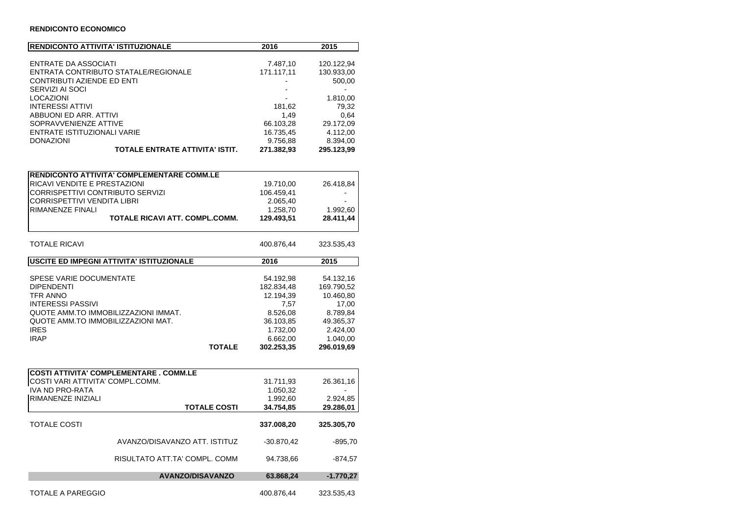**RENDICONTO ECONOMICO**

| RENDICONTO ATTIVITA' ISTITUZIONALE | 2016 | 2015 |
|---|---|---|
| ENTRATE DA ASSOCIATI | 7.487,10 | 120.122,94 |
| ENTRATA CONTRIBUTO STATALE/REGIONALE | 171.117,11 | 130.933,00 |
| CONTRIBUTI AZIENDE ED ENTI | - | 500,00 |
| SERVIZI AI SOCI | - | - |
| LOCAZIONI | - | 1.810,00 |
| INTERESSI ATTIVI | 181,62 | 79,32 |
| ABBUONI ED ARR. ATTIVI | 1,49 | 0,64 |
| SOPRAVVENIENZE ATTIVE | 66.103,28 | 29.172,09 |
| ENTRATE ISTITUZIONALI VARIE | 16.735,45 | 4.112,00 |
| DONAZIONI | 9.756,88 | 8.394,00 |
| **TOTALE ENTRATE ATTIVITA' ISTIT.** | **271.382,93** | **295.123,99** |

| RENDICONTO ATTIVITA' COMPLEMENTARE COMM.LE | | |
|---|---|---|
| RICAVI VENDITE E PRESTAZIONI | 19.710,00 | 26.418,84 |
| CORRISPETTIVI CONTRIBUTO SERVIZI | 106.459,41 | - |
| CORRISPETTIVI VENDITA LIBRI | 2.065,40 | - |
| RIMANENZE FINALI | 1.258,70 | 1.992,60 |
| **TOTALE RICAVI ATT. COMPL.COMM.** | **129.493,51** | **28.411,44** |
| | | |
| TOTALE RICAVI | 400.876,44 | 323.535,43 |

| USCITE ED IMPEGNI ATTIVITA' ISTITUZIONALE | 2016 | 2015 |
|---|---|---|
| SPESE VARIE DOCUMENTATE | 54.192,98 | 54.132,16 |
| DIPENDENTI | 182.834,48 | 169.790,52 |
| TFR ANNO | 12.194,39 | 10.460,80 |
| INTERESSI PASSIVI | 7,57 | 17,00 |
| QUOTE AMM.TO IMMOBILIZZAZIONI IMMAT. | 8.526,08 | 8.789,84 |
| QUOTE AMM.TO IMMOBILIZZAZIONI MAT. | 36.103,85 | 49.365,37 |
| IRES | 1.732,00 | 2.424,00 |
| IRAP | 6.662,00 | 1.040,00 |
| **TOTALE** | **302.253,35** | **296.019,69** |

| COSTI ATTIVITA' COMPLEMENTARE . COMM.LE | | |
|---|---|---|
| COSTI VARI ATTIVITA' COMPL.COMM. | 31.711,93 | 26.361,16 |
| IVA ND PRO-RATA | 1.050,32 | - |
| RIMANENZE INIZIALI | 1.992,60 | 2.924,85 |
| **TOTALE COSTI** | **34.754,85** | **29.286,01** |
| | | |
| TOTALE COSTI | **337.008,20** | **325.305,70** |
| AVANZO/DISAVANZO ATT. ISTITUZ | -30.870,42 | -895,70 |
| RISULTATO ATT.TA' COMPL. COMM | 94.738,66 | -874,57 |
| **AVANZO/DISAVANZO** | **63.868,24** | **-1.770,27** |
| TOTALE A PAREGGIO | 400.876,44 | 323.535,43 |